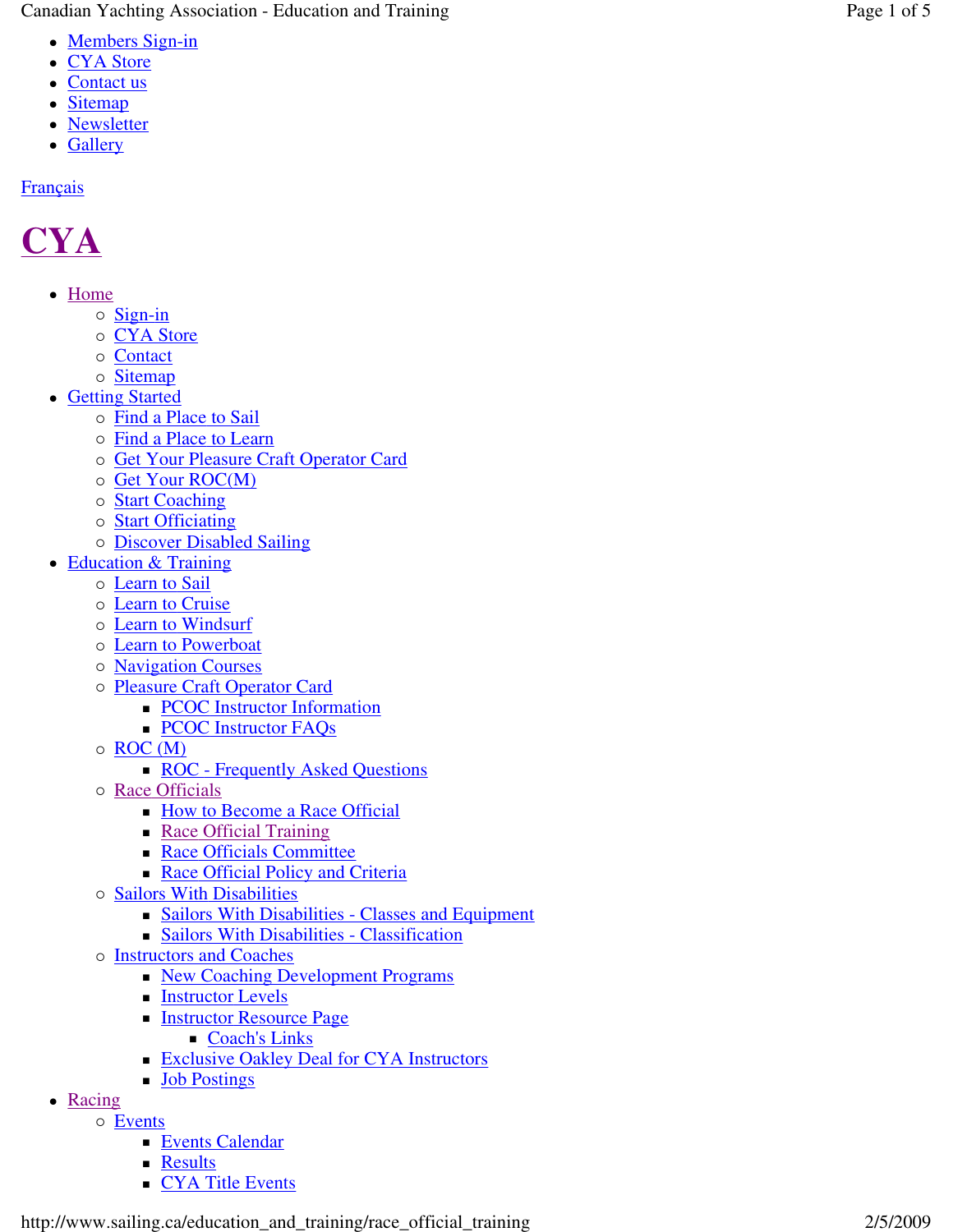- Members Sign-in
- CYA Store
- Contact us
- Sitemap
- Newsletter
- Gallery

Français

# CYA

- Home
  - Sign-in
  - CYA Store
  - Contact
  - Sitemap
- Getting Started
  - Find a Place to Sail
  - Find a Place to Learn
  - Get Your Pleasure Craft Operator Card
  - Get Your ROC(M)
  - Start Coaching
  - Start Officiating
  - Discover Disabled Sailing
- Education & Training
  - Learn to Sail
  - Learn to Cruise
  - Learn to Windsurf
  - Learn to Powerboat
  - Navigation Courses
  - Pleasure Craft Operator Card
    - PCOC Instructor Information
    - PCOC Instructor FAQs
  - ROC (M)
    - ROC - Frequently Asked Questions
  - Race Officials
    - How to Become a Race Official
    - Race Official Training
    - Race Officials Committee
    - Race Official Policy and Criteria
  - Sailors With Disabilities
    - Sailors With Disabilities - Classes and Equipment
    - Sailors With Disabilities - Classification
  - Instructors and Coaches
    - New Coaching Development Programs
    - Instructor Levels
    - Instructor Resource Page
      - Coach's Links
    - Exclusive Oakley Deal for CYA Instructors
    - Job Postings
- Racing
  - Events
    - Events Calendar
    - Results
    - CYA Title Events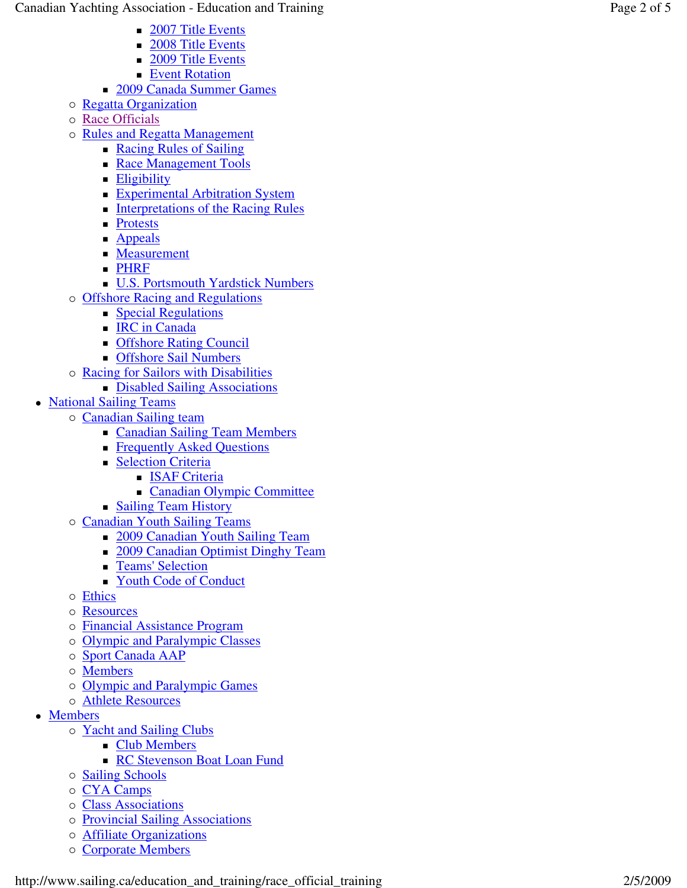- 2007 Title Events
            - 2008 Title Events
            - 2009 Title Events
            - Event Rotation
        - 2009 Canada Summer Games
    - Regatta Organization
    - Race Officials
    - Rules and Regatta Management
        - Racing Rules of Sailing
        - Race Management Tools
        - Eligibility
        - Experimental Arbitration System
        - Interpretations of the Racing Rules
        - Protests
        - Appeals
        - Measurement
        - PHRF
        - U.S. Portsmouth Yardstick Numbers
    - Offshore Racing and Regulations
        - Special Regulations
        - IRC in Canada
        - Offshore Rating Council
        - Offshore Sail Numbers
    - Racing for Sailors with Disabilities
        - Disabled Sailing Associations
- National Sailing Teams
    - Canadian Sailing team
        - Canadian Sailing Team Members
        - Frequently Asked Questions
        - Selection Criteria
            - ISAF Criteria
            - Canadian Olympic Committee
        - Sailing Team History
    - Canadian Youth Sailing Teams
        - 2009 Canadian Youth Sailing Team
        - 2009 Canadian Optimist Dinghy Team
        - Teams' Selection
        - Youth Code of Conduct
    - Ethics
    - Resources
    - Financial Assistance Program
    - Olympic and Paralympic Classes
    - Sport Canada AAP
    - Members
    - Olympic and Paralympic Games
    - Athlete Resources
- Members
    - Yacht and Sailing Clubs
        - Club Members
        - RC Stevenson Boat Loan Fund
    - Sailing Schools
    - CYA Camps
    - Class Associations
    - Provincial Sailing Associations
    - Affiliate Organizations
    - Corporate Members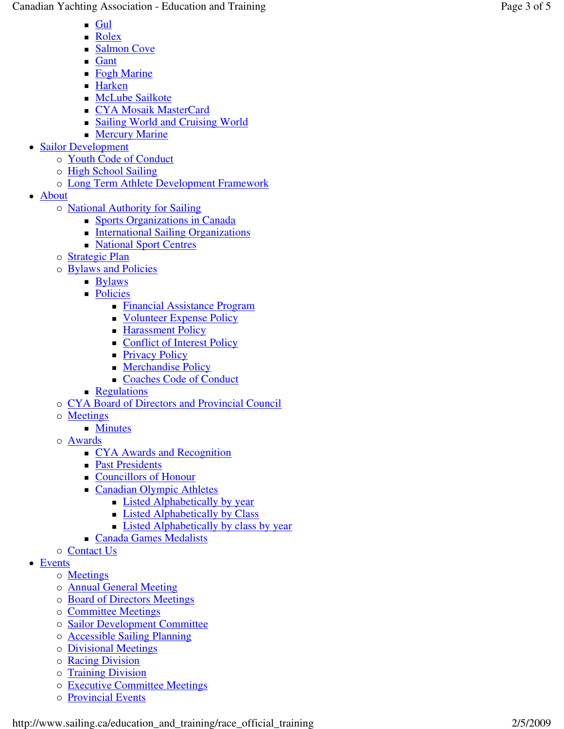- Gul
    - Rolex
    - Salmon Cove
    - Gant
    - Fogh Marine
    - Harken
    - McLube Sailkote
    - CYA Mosaik MasterCard
    - Sailing World and Cruising World
    - Mercury Marine
- Sailor Development
  - Youth Code of Conduct
  - High School Sailing
  - Long Term Athlete Development Framework
- About
  - National Authority for Sailing
    - Sports Organizations in Canada
    - International Sailing Organizations
    - National Sport Centres
  - Strategic Plan
  - Bylaws and Policies
    - Bylaws
    - Policies
      - Financial Assistance Program
      - Volunteer Expense Policy
      - Harassment Policy
      - Conflict of Interest Policy
      - Privacy Policy
      - Merchandise Policy
      - Coaches Code of Conduct
    - Regulations
  - CYA Board of Directors and Provincial Council
  - Meetings
    - Minutes
  - Awards
    - CYA Awards and Recognition
    - Past Presidents
    - Councillors of Honour
    - Canadian Olympic Athletes
      - Listed Alphabetically by year
      - Listed Alphabetically by Class
      - Listed Alphabetically by class by year
    - Canada Games Medalists
  - Contact Us
- Events
  - Meetings
  - Annual General Meeting
  - Board of Directors Meetings
  - Committee Meetings
  - Sailor Development Committee
  - Accessible Sailing Planning
  - Divisional Meetings
  - Racing Division
  - Training Division
  - Executive Committee Meetings
  - Provincial Events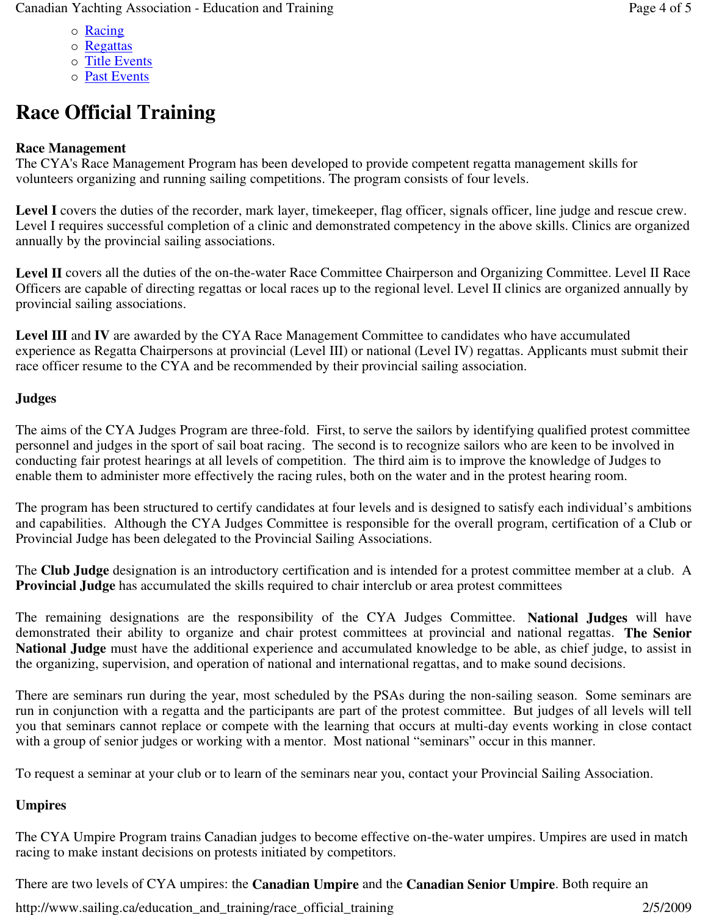- Racing
- Regattas
- Title Events
- Past Events

# Race Official Training

**Race Management**
The CYA's Race Management Program has been developed to provide competent regatta management skills for volunteers organizing and running sailing competitions. The program consists of four levels.

**Level I** covers the duties of the recorder, mark layer, timekeeper, flag officer, signals officer, line judge and rescue crew. Level I requires successful completion of a clinic and demonstrated competency in the above skills. Clinics are organized annually by the provincial sailing associations.

**Level II** covers all the duties of the on-the-water Race Committee Chairperson and Organizing Committee. Level II Race Officers are capable of directing regattas or local races up to the regional level. Level II clinics are organized annually by provincial sailing associations.

**Level III** and **IV** are awarded by the CYA Race Management Committee to candidates who have accumulated experience as Regatta Chairpersons at provincial (Level III) or national (Level IV) regattas. Applicants must submit their race officer resume to the CYA and be recommended by their provincial sailing association.

**Judges**

The aims of the CYA Judges Program are three-fold. First, to serve the sailors by identifying qualified protest committee personnel and judges in the sport of sail boat racing. The second is to recognize sailors who are keen to be involved in conducting fair protest hearings at all levels of competition. The third aim is to improve the knowledge of Judges to enable them to administer more effectively the racing rules, both on the water and in the protest hearing room.

The program has been structured to certify candidates at four levels and is designed to satisfy each individual's ambitions and capabilities. Although the CYA Judges Committee is responsible for the overall program, certification of a Club or Provincial Judge has been delegated to the Provincial Sailing Associations.

The **Club Judge** designation is an introductory certification and is intended for a protest committee member at a club. A **Provincial Judge** has accumulated the skills required to chair interclub or area protest committees

The remaining designations are the responsibility of the CYA Judges Committee. **National Judges** will have demonstrated their ability to organize and chair protest committees at provincial and national regattas. **The Senior National Judge** must have the additional experience and accumulated knowledge to be able, as chief judge, to assist in the organizing, supervision, and operation of national and international regattas, and to make sound decisions.

There are seminars run during the year, most scheduled by the PSAs during the non-sailing season. Some seminars are run in conjunction with a regatta and the participants are part of the protest committee. But judges of all levels will tell you that seminars cannot replace or compete with the learning that occurs at multi-day events working in close contact with a group of senior judges or working with a mentor. Most national "seminars" occur in this manner.

To request a seminar at your club or to learn of the seminars near you, contact your Provincial Sailing Association.

**Umpires**

The CYA Umpire Program trains Canadian judges to become effective on-the-water umpires. Umpires are used in match racing to make instant decisions on protests initiated by competitors.

There are two levels of CYA umpires: the **Canadian Umpire** and the **Canadian Senior Umpire**. Both require an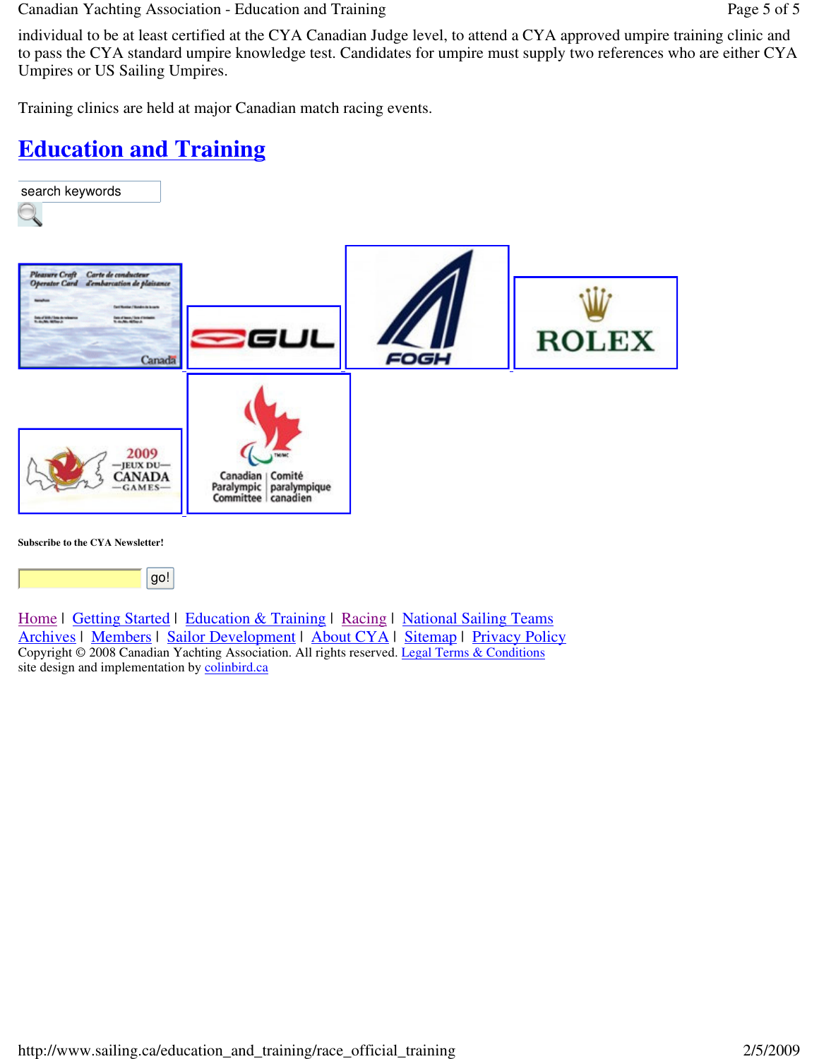individual to be at least certified at the CYA Canadian Judge level, to attend a CYA approved umpire training clinic and to pass the CYA standard umpire knowledge test. Candidates for umpire must supply two references who are either CYA Umpires or US Sailing Umpires.

Training clinics are held at major Canadian match racing events.

# Education and Training

search keywords

**Subscribe to the CYA Newsletter!**

go!

Home | Getting Started | Education & Training | Racing | National Sailing Teams
Archives | Members | Sailor Development | About CYA | Sitemap | Privacy Policy
Copyright © 2008 Canadian Yachting Association. All rights reserved. Legal Terms & Conditions
site design and implementation by colinbird.ca